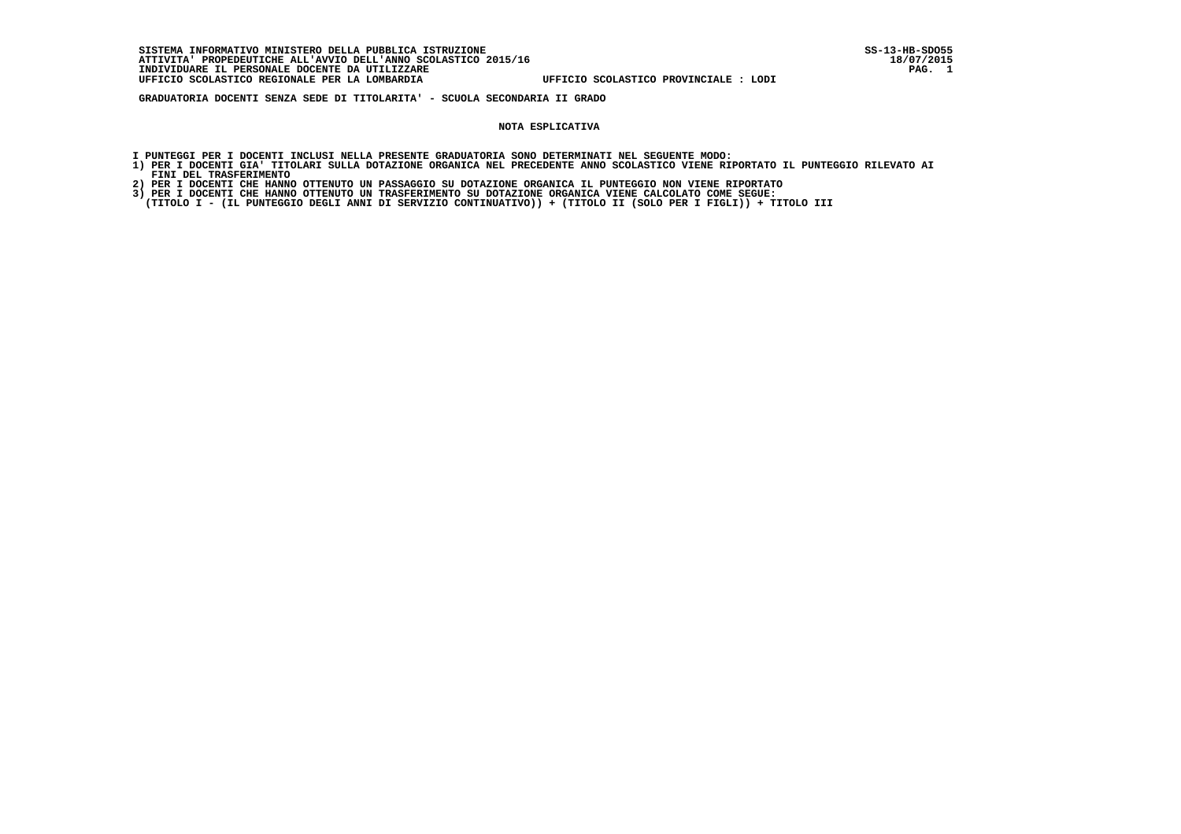SISTEMA INFORMATIVO MINISTERO DELLA PUBBLICA ISTRUZIONE  
ATTIVITA' PROPEDEUTICHE ALL'AVVIO DELL'ANNO SCOLASTICO 2015/16  
INDIVIDUARE IL PERSONALE DOCENTE DA UTILIZZARE  
UFFICIO SCOLASTICO REGIONALE PER LA LOMBARDIA UFFICIO SCOLASTICO PROVINCIALE : LODI

SS-13-HB-SDO55  
18/07/2015

**GRADUATORIA DOCENTI SENZA SEDE DI TITOLARITA' - SCUOLA SECONDARIA II GRADO**

## NOTA ESPLICATIVA

I PUNTEGGI PER I DOCENTI INCLUSI NELLA PRESENTE GRADUATORIA SONO DETERMINATI NEL SEGUENTE MODO:

1) PER I DOCENTI GIA' TITOLARI SULLA DOTAZIONE ORGANICA NEL PRECEDENTE ANNO SCOLASTICO VIENE RIPORTATO IL PUNTEGGIO RILEVATO AI FINI DEL TRASFERIMENTO
2) PER I DOCENTI CHE HANNO OTTENUTO UN PASSAGGIO SU DOTAZIONE ORGANICA IL PUNTEGGIO NON VIENE RIPORTATO
3) PER I DOCENTI CHE HANNO OTTENUTO UN TRASFERIMENTO SU DOTAZIONE ORGANICA VIENE CALCOLATO COME SEGUE:
   (TITOLO I - (IL PUNTEGGIO DEGLI ANNI DI SERVIZIO CONTINUATIVO)) + (TITOLO II (SOLO PER I FIGLI)) + TITOLO III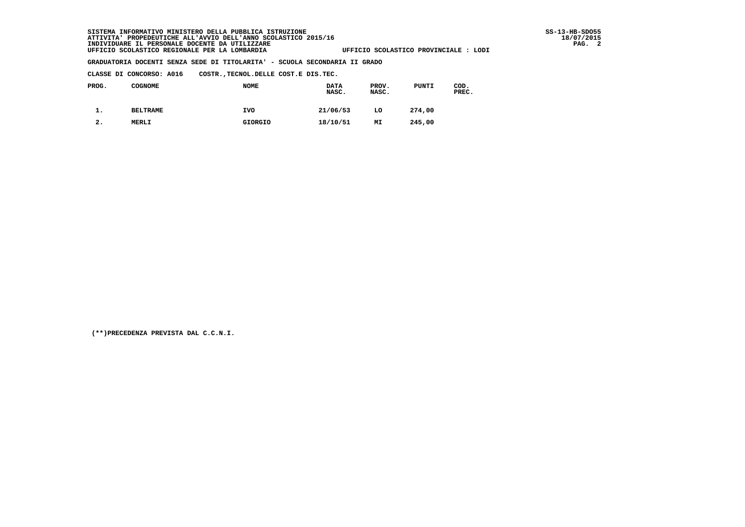SISTEMA INFORMATIVO MINISTERO DELLA PUBBLICA ISTRUZIONE
ATTIVITA' PROPEDEUTICHE ALL'AVVIO DELL'ANNO SCOLASTICO 2015/16
INDIVIDUARE IL PERSONALE DOCENTE DA UTILIZZARE
UFFICIO SCOLASTICO REGIONALE PER LA LOMBARDIA — UFFICIO SCOLASTICO PROVINCIALE : LODI

SS-13-HB-SDO55
18/07/2015

**GRADUATORIA DOCENTI SENZA SEDE DI TITOLARITA' - SCUOLA SECONDARIA II GRADO**

**CLASSE DI CONCORSO: A016 COSTR.,TECNOL.DELLE COST.E DIS.TEC.**

| PROG. | COGNOME | NOME | DATA NASC. | PROV. NASC. | PUNTI | COD. PREC. |
|---|---|---|---|---|---|---|
| 1. | BELTRAME | IVO | 21/06/53 | LO | 274,00 | |
| 2. | MERLI | GIORGIO | 18/10/51 | MI | 245,00 | |

(**)PRECEDENZA PREVISTA DAL C.C.N.I.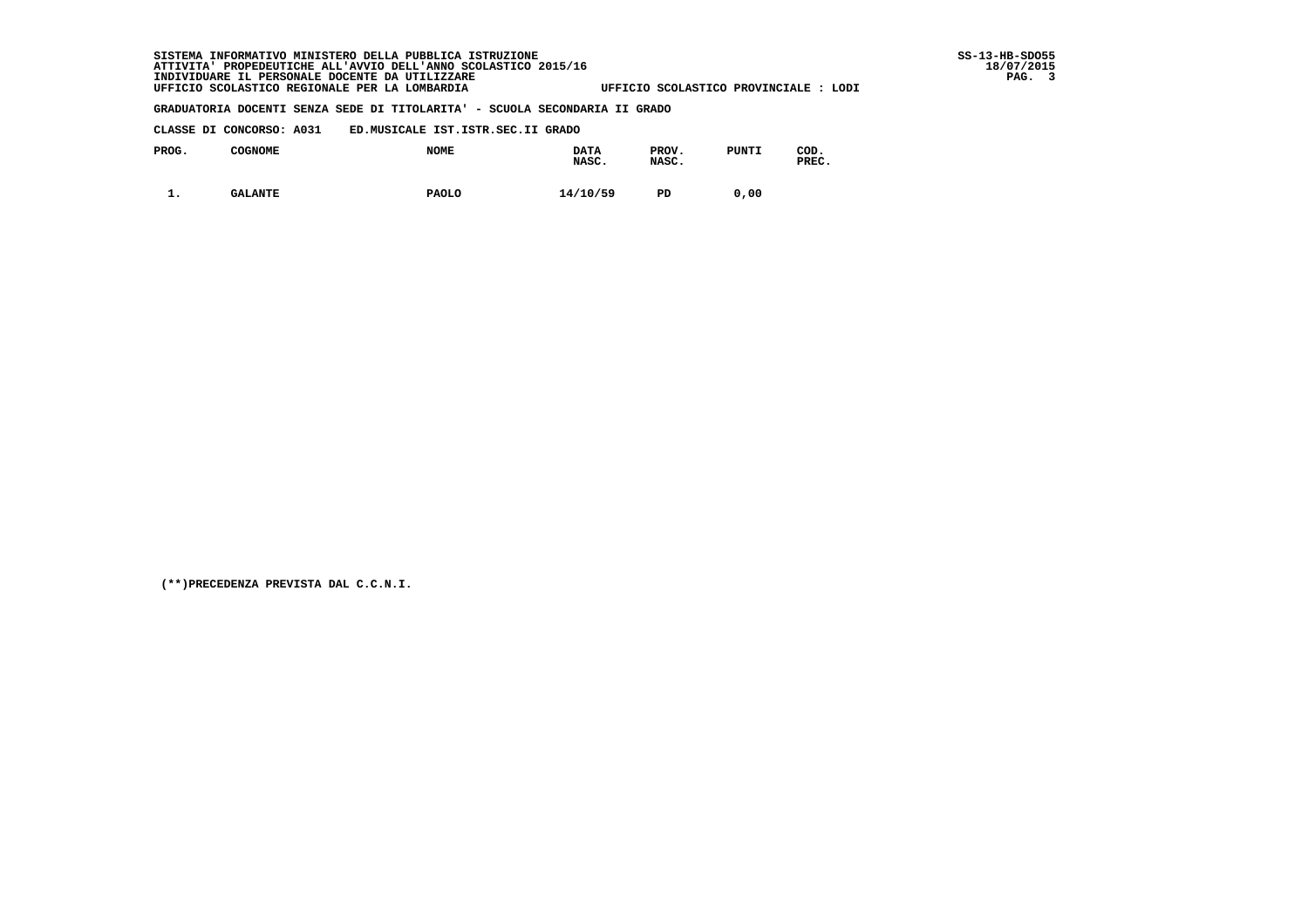SISTEMA INFORMATIVO MINISTERO DELLA PUBBLICA ISTRUZIONE
ATTIVITA' PROPEDEUTICHE ALL'AVVIO DELL'ANNO SCOLASTICO 2015/16
INDIVIDUARE IL PERSONALE DOCENTE DA UTILIZZARE
UFFICIO SCOLASTICO REGIONALE PER LA LOMBARDIA — UFFICIO SCOLASTICO PROVINCIALE : LODI

SS-13-HB-SDO55
18/07/2015

**GRADUATORIA DOCENTI SENZA SEDE DI TITOLARITA' - SCUOLA SECONDARIA II GRADO**

**CLASSE DI CONCORSO: A031 ED.MUSICALE IST.ISTR.SEC.II GRADO**

| PROG. | COGNOME | NOME | DATA NASC. | PROV. NASC. | PUNTI | COD. PREC. |
|---|---|---|---|---|---|---|
| 1. | GALANTE | PAOLO | 14/10/59 | PD | 0,00 | |

(**)PRECEDENZA PREVISTA DAL C.C.N.I.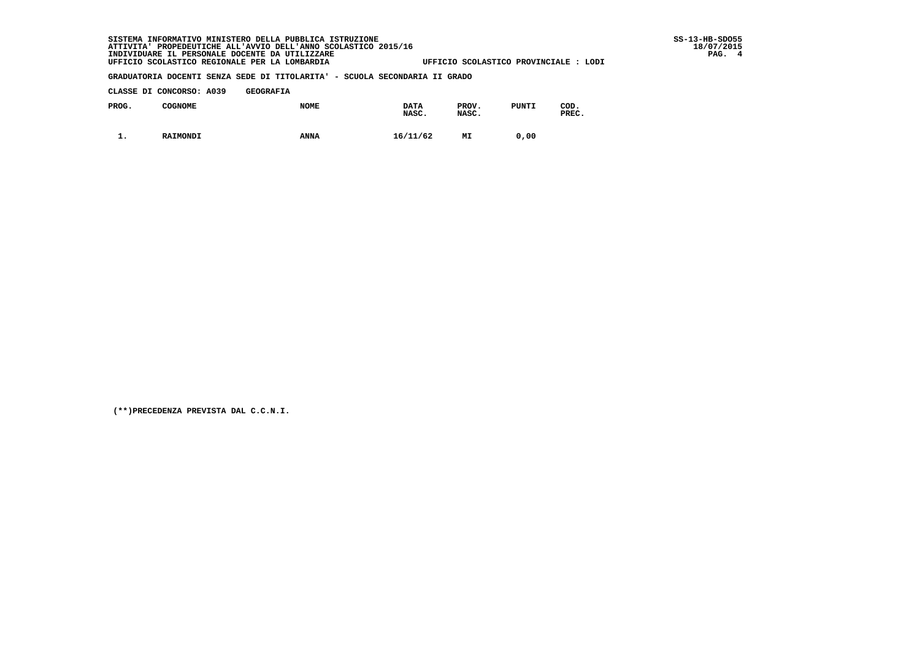SISTEMA INFORMATIVO MINISTERO DELLA PUBBLICA ISTRUZIONE
ATTIVITA' PROPEDEUTICHE ALL'AVVIO DELL'ANNO SCOLASTICO 2015/16
INDIVIDUARE IL PERSONALE DOCENTE DA UTILIZZARE
UFFICIO SCOLASTICO REGIONALE PER LA LOMBARDIA — UFFICIO SCOLASTICO PROVINCIALE : LODI

SS-13-HB-SDO55
18/07/2015

**GRADUATORIA DOCENTI SENZA SEDE DI TITOLARITA' - SCUOLA SECONDARIA II GRADO**

**CLASSE DI CONCORSO: A039 GEOGRAFIA**

| PROG. | COGNOME | NOME | DATA NASC. | PROV. NASC. | PUNTI | COD. PREC. |
|---|---|---|---|---|---|---|
| 1. | RAIMONDI | ANNA | 16/11/62 | MI | 0,00 | |

(**)PRECEDENZA PREVISTA DAL C.C.N.I.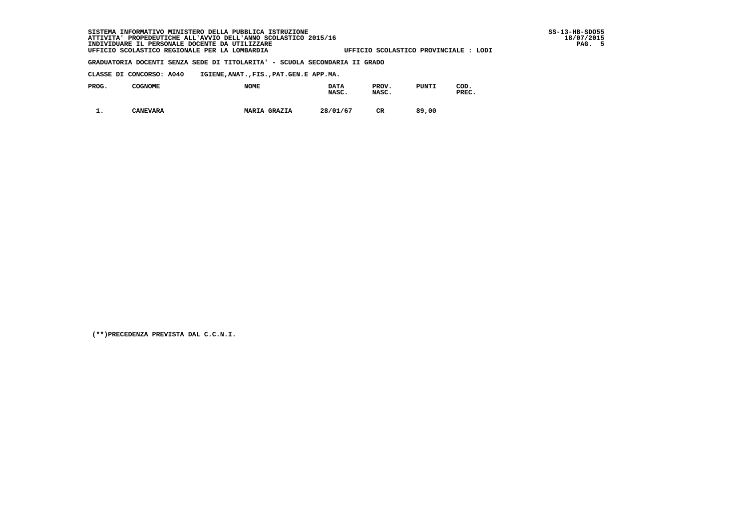SISTEMA INFORMATIVO MINISTERO DELLA PUBBLICA ISTRUZIONE
ATTIVITA' PROPEDEUTICHE ALL'AVVIO DELL'ANNO SCOLASTICO 2015/16
INDIVIDUARE IL PERSONALE DOCENTE DA UTILIZZARE
UFFICIO SCOLASTICO REGIONALE PER LA LOMBARDIA UFFICIO SCOLASTICO PROVINCIALE : LODI

SS-13-HB-SDO55
18/07/2015

**GRADUATORIA DOCENTI SENZA SEDE DI TITOLARITA' - SCUOLA SECONDARIA II GRADO**

**CLASSE DI CONCORSO: A040 IGIENE,ANAT.,FIS.,PAT.GEN.E APP.MA.**

| PROG. | COGNOME | NOME | DATA NASC. | PROV. NASC. | PUNTI | COD. PREC. |
|---|---|---|---|---|---|---|
| 1. | CANEVARA | MARIA GRAZIA | 28/01/67 | CR | 89,00 | |

(**)PRECEDENZA PREVISTA DAL C.C.N.I.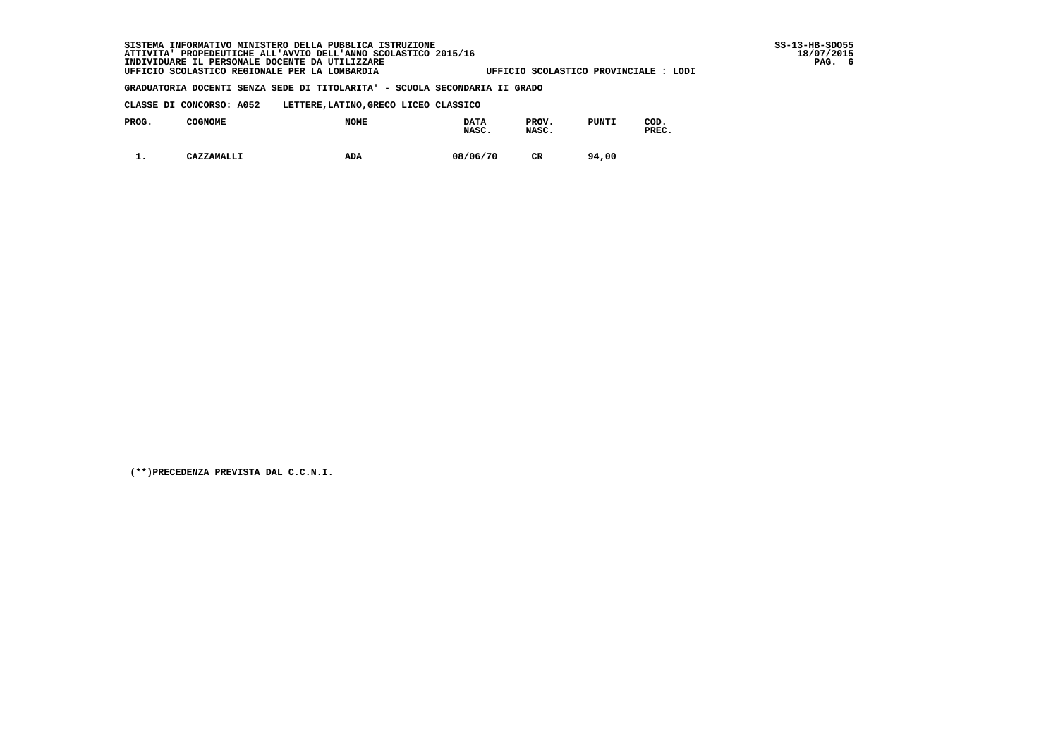SISTEMA INFORMATIVO MINISTERO DELLA PUBBLICA ISTRUZIONE
ATTIVITA' PROPEDEUTICHE ALL'AVVIO DELL'ANNO SCOLASTICO 2015/16
INDIVIDUARE IL PERSONALE DOCENTE DA UTILIZZARE
UFFICIO SCOLASTICO REGIONALE PER LA LOMBARDIA UFFICIO SCOLASTICO PROVINCIALE : LODI

**GRADUATORIA DOCENTI SENZA SEDE DI TITOLARITA' - SCUOLA SECONDARIA II GRADO**

**CLASSE DI CONCORSO: A052 LETTERE,LATINO,GRECO LICEO CLASSICO**

| PROG. | COGNOME | NOME | DATA NASC. | PROV. NASC. | PUNTI | COD. PREC. |
|---|---|---|---|---|---|---|
| 1. | CAZZAMALLI | ADA | 08/06/70 | CR | 94,00 | |

(**)PRECEDENZA PREVISTA DAL C.C.N.I.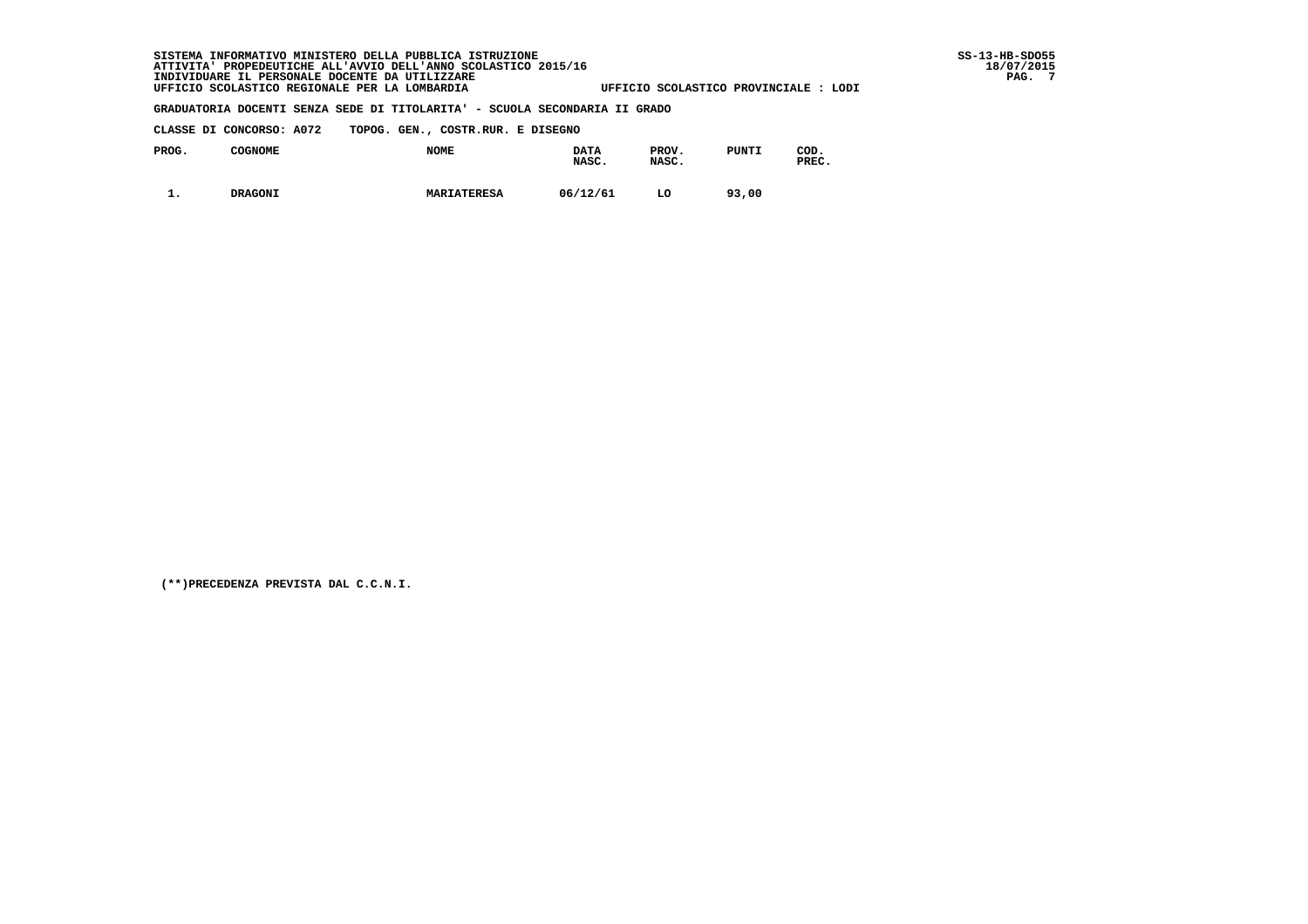SISTEMA INFORMATIVO MINISTERO DELLA PUBBLICA ISTRUZIONE
ATTIVITA' PROPEDEUTICHE ALL'AVVIO DELL'ANNO SCOLASTICO 2015/16
INDIVIDUARE IL PERSONALE DOCENTE DA UTILIZZARE
UFFICIO SCOLASTICO REGIONALE PER LA LOMBARDIA — UFFICIO SCOLASTICO PROVINCIALE : LODI

SS-13-HB-SDO55
18/07/2015

**GRADUATORIA DOCENTI SENZA SEDE DI TITOLARITA' - SCUOLA SECONDARIA II GRADO**

**CLASSE DI CONCORSO: A072 TOPOG. GEN., COSTR.RUR. E DISEGNO**

| PROG. | COGNOME | NOME | DATA NASC. | PROV. NASC. | PUNTI | COD. PREC. |
|---|---|---|---|---|---|---|
| 1. | DRAGONI | MARIATERESA | 06/12/61 | LO | 93,00 | |

(**)PRECEDENZA PREVISTA DAL C.C.N.I.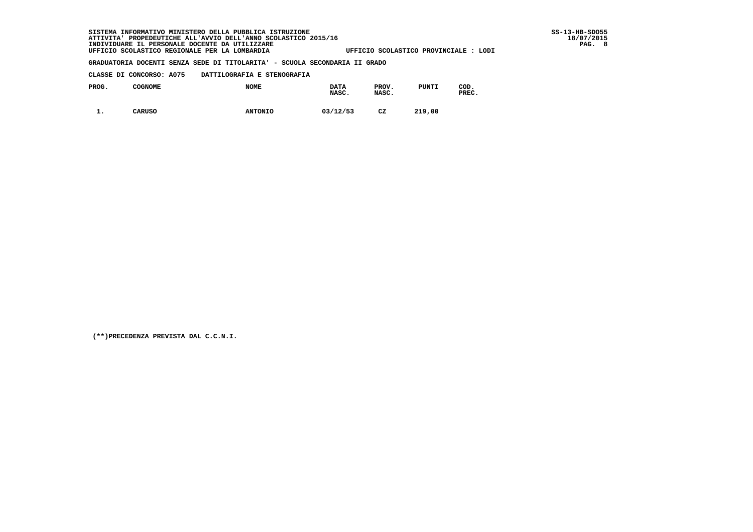SISTEMA INFORMATIVO MINISTERO DELLA PUBBLICA ISTRUZIONE
ATTIVITA' PROPEDEUTICHE ALL'AVVIO DELL'ANNO SCOLASTICO 2015/16
INDIVIDUARE IL PERSONALE DOCENTE DA UTILIZZARE
UFFICIO SCOLASTICO REGIONALE PER LA LOMBARDIA — UFFICIO SCOLASTICO PROVINCIALE : LODI

SS-13-HB-SDO55
18/07/2015

**GRADUATORIA DOCENTI SENZA SEDE DI TITOLARITA' - SCUOLA SECONDARIA II GRADO**

**CLASSE DI CONCORSO: A075 DATTILOGRAFIA E STENOGRAFIA**

| PROG. | COGNOME | NOME | DATA NASC. | PROV. NASC. | PUNTI | COD. PREC. |
|---|---|---|---|---|---|---|
| 1. | CARUSO | ANTONIO | 03/12/53 | CZ | 219,00 | |

(**)PRECEDENZA PREVISTA DAL C.C.N.I.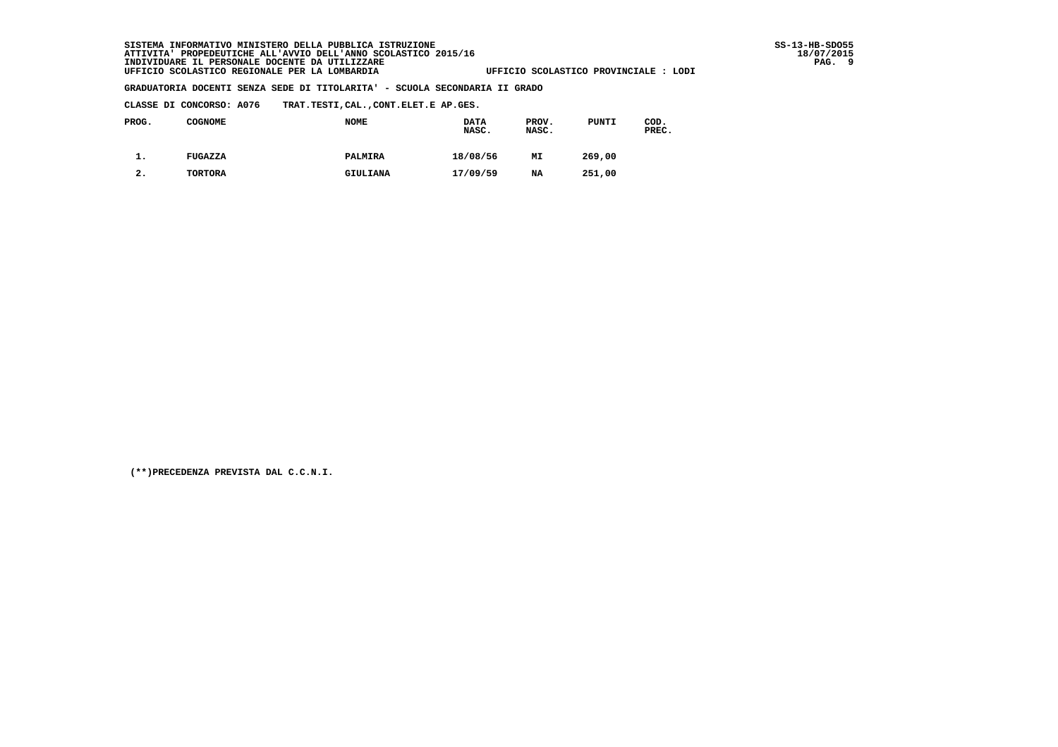SISTEMA INFORMATIVO MINISTERO DELLA PUBBLICA ISTRUZIONE
ATTIVITA' PROPEDEUTICHE ALL'AVVIO DELL'ANNO SCOLASTICO 2015/16
INDIVIDUARE IL PERSONALE DOCENTE DA UTILIZZARE
UFFICIO SCOLASTICO REGIONALE PER LA LOMBARDIA UFFICIO SCOLASTICO PROVINCIALE : LODI

**GRADUATORIA DOCENTI SENZA SEDE DI TITOLARITA' - SCUOLA SECONDARIA II GRADO**

**CLASSE DI CONCORSO: A076 TRAT.TESTI,CAL.,CONT.ELET.E AP.GES.**

| PROG. | COGNOME | NOME | DATA NASC. | PROV. NASC. | PUNTI | COD. PREC. |
|---|---|---|---|---|---|---|
| 1. | FUGAZZA | PALMIRA | 18/08/56 | MI | 269,00 | |
| 2. | TORTORA | GIULIANA | 17/09/59 | NA | 251,00 | |

(**)PRECEDENZA PREVISTA DAL C.C.N.I.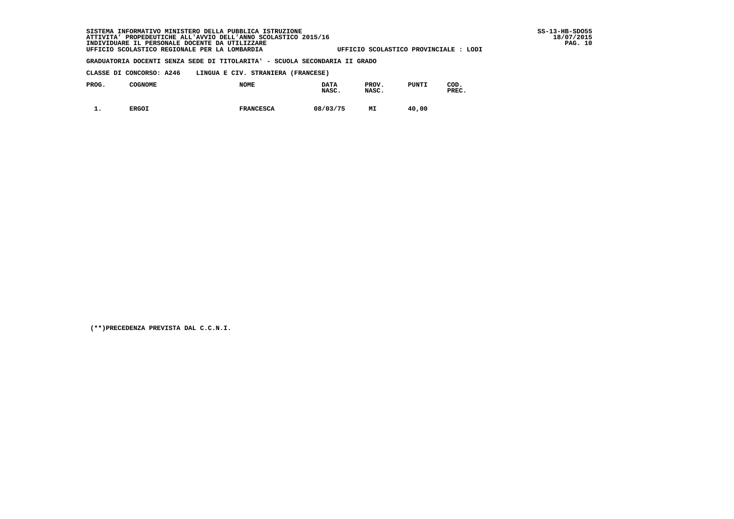SISTEMA INFORMATIVO MINISTERO DELLA PUBBLICA ISTRUZIONE
ATTIVITA' PROPEDEUTICHE ALL'AVVIO DELL'ANNO SCOLASTICO 2015/16
INDIVIDUARE IL PERSONALE DOCENTE DA UTILIZZARE
UFFICIO SCOLASTICO REGIONALE PER LA LOMBARDIA    UFFICIO SCOLASTICO PROVINCIALE : LODI

SS-13-HB-SDO55
18/07/2015

**GRADUATORIA DOCENTI SENZA SEDE DI TITOLARITA' - SCUOLA SECONDARIA II GRADO**

**CLASSE DI CONCORSO: A246    LINGUA E CIV. STRANIERA (FRANCESE)**

| PROG. | COGNOME | NOME | DATA NASC. | PROV. NASC. | PUNTI | COD. PREC. |
|---|---|---|---|---|---|---|
| 1. | ERGOI | FRANCESCA | 08/03/75 | MI | 40,00 | |

(**)PRECEDENZA PREVISTA DAL C.C.N.I.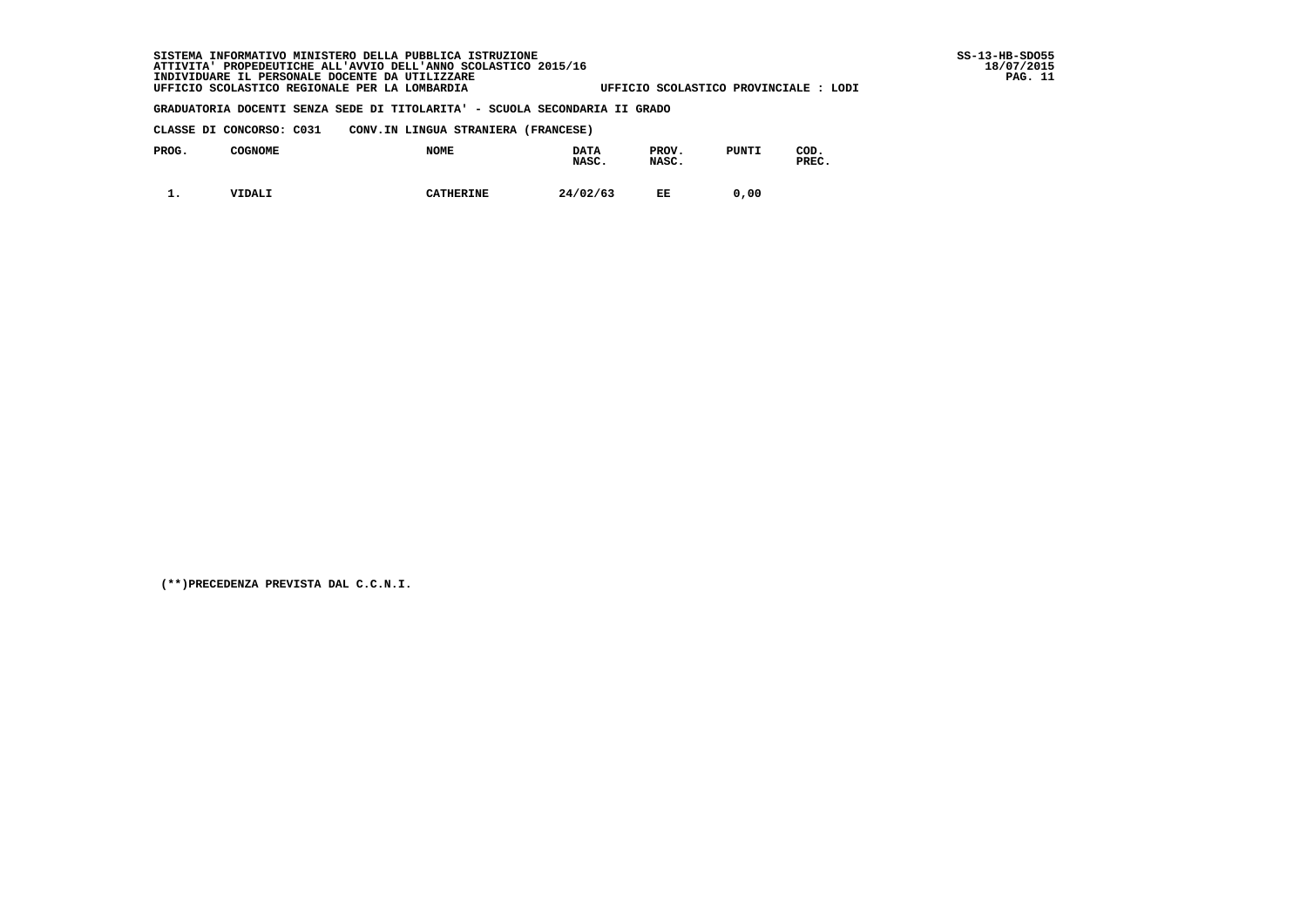SISTEMA INFORMATIVO MINISTERO DELLA PUBBLICA ISTRUZIONE
ATTIVITA' PROPEDEUTICHE ALL'AVVIO DELL'ANNO SCOLASTICO 2015/16
INDIVIDUARE IL PERSONALE DOCENTE DA UTILIZZARE
UFFICIO SCOLASTICO REGIONALE PER LA LOMBARDIA — UFFICIO SCOLASTICO PROVINCIALE : LODI

SS-13-HB-SDO55
18/07/2015

**GRADUATORIA DOCENTI SENZA SEDE DI TITOLARITA' - SCUOLA SECONDARIA II GRADO**

**CLASSE DI CONCORSO: C031 CONV.IN LINGUA STRANIERA (FRANCESE)**

| PROG. | COGNOME | NOME | DATA NASC. | PROV. NASC. | PUNTI | COD. PREC. |
|---|---|---|---|---|---|---|
| 1. | VIDALI | CATHERINE | 24/02/63 | EE | 0,00 | |

(**)PRECEDENZA PREVISTA DAL C.C.N.I.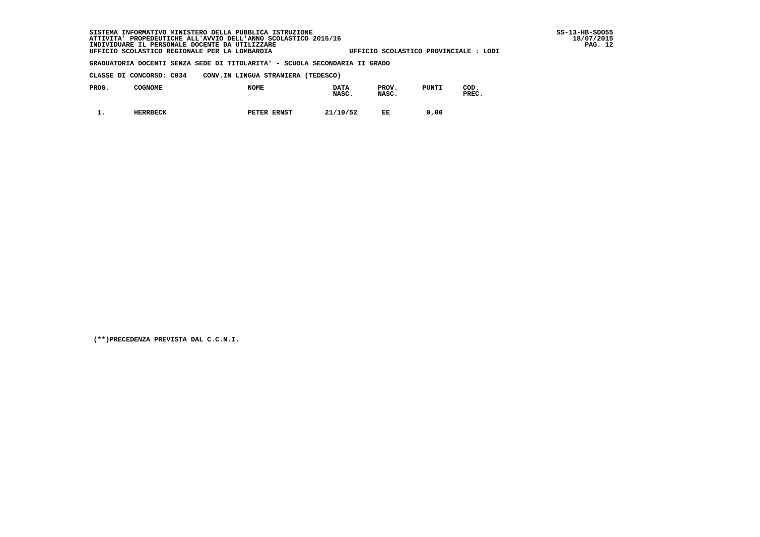SISTEMA INFORMATIVO MINISTERO DELLA PUBBLICA ISTRUZIONE
ATTIVITA' PROPEDEUTICHE ALL'AVVIO DELL'ANNO SCOLASTICO 2015/16
INDIVIDUARE IL PERSONALE DOCENTE DA UTILIZZARE
UFFICIO SCOLASTICO REGIONALE PER LA LOMBARDIA    UFFICIO SCOLASTICO PROVINCIALE : LODI

SS-13-HB-SDO55
18/07/2015

**GRADUATORIA DOCENTI SENZA SEDE DI TITOLARITA' - SCUOLA SECONDARIA II GRADO**

**CLASSE DI CONCORSO: C034    CONV.IN LINGUA STRANIERA (TEDESCO)**

| PROG. | COGNOME | NOME | DATA NASC. | PROV. NASC. | PUNTI | COD. PREC. |
|---|---|---|---|---|---|---|
| 1. | HERRBECK | PETER ERNST | 21/10/52 | EE | 0,00 | |

(**)PRECEDENZA PREVISTA DAL C.C.N.I.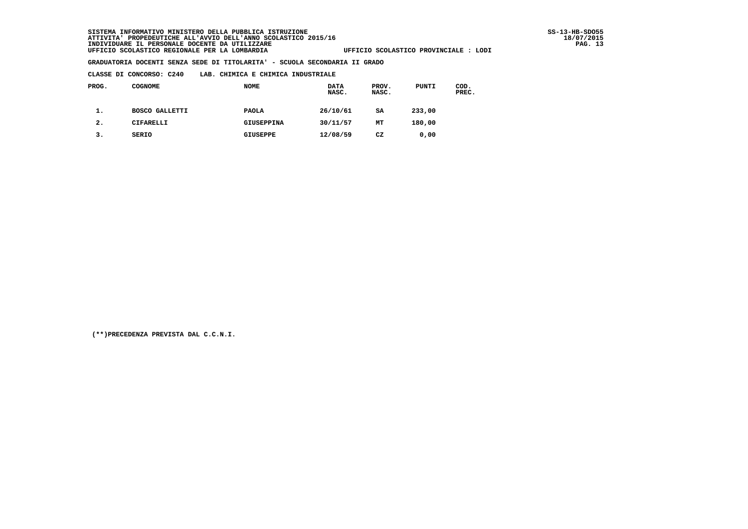SISTEMA INFORMATIVO MINISTERO DELLA PUBBLICA ISTRUZIONE
ATTIVITA' PROPEDEUTICHE ALL'AVVIO DELL'ANNO SCOLASTICO 2015/16
INDIVIDUARE IL PERSONALE DOCENTE DA UTILIZZARE
UFFICIO SCOLASTICO REGIONALE PER LA LOMBARDIA — UFFICIO SCOLASTICO PROVINCIALE : LODI

**GRADUATORIA DOCENTI SENZA SEDE DI TITOLARITA' - SCUOLA SECONDARIA II GRADO**

**CLASSE DI CONCORSO: C240 LAB. CHIMICA E CHIMICA INDUSTRIALE**

| PROG. | COGNOME | NOME | DATA NASC. | PROV. NASC. | PUNTI | COD. PREC. |
|---|---|---|---|---|---|---|
| 1. | BOSCO GALLETTI | PAOLA | 26/10/61 | SA | 233,00 | |
| 2. | CIFARELLI | GIUSEPPINA | 30/11/57 | MT | 180,00 | |
| 3. | SERIO | GIUSEPPE | 12/08/59 | CZ | 0,00 | |

(**)PRECEDENZA PREVISTA DAL C.C.N.I.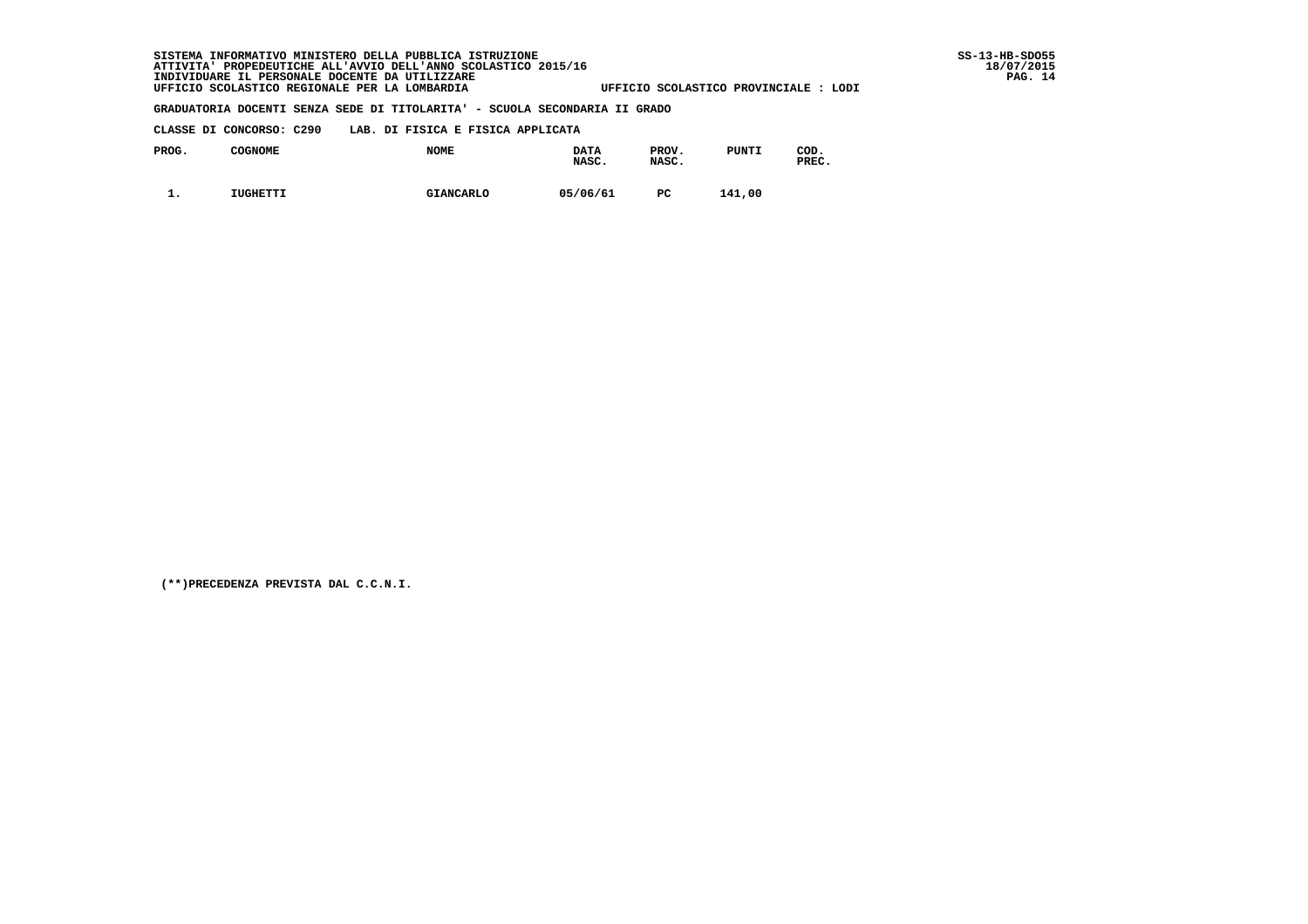SISTEMA INFORMATIVO MINISTERO DELLA PUBBLICA ISTRUZIONE
ATTIVITA' PROPEDEUTICHE ALL'AVVIO DELL'ANNO SCOLASTICO 2015/16
INDIVIDUARE IL PERSONALE DOCENTE DA UTILIZZARE
UFFICIO SCOLASTICO REGIONALE PER LA LOMBARDIA — UFFICIO SCOLASTICO PROVINCIALE : LODI

SS-13-HB-SDO55
18/07/2015

**GRADUATORIA DOCENTI SENZA SEDE DI TITOLARITA' - SCUOLA SECONDARIA II GRADO**

**CLASSE DI CONCORSO: C290 LAB. DI FISICA E FISICA APPLICATA**

| PROG. | COGNOME | NOME | DATA NASC. | PROV. NASC. | PUNTI | COD. PREC. |
|---|---|---|---|---|---|---|
| 1. | IUGHETTI | GIANCARLO | 05/06/61 | PC | 141,00 | |

(**)PRECEDENZA PREVISTA DAL C.C.N.I.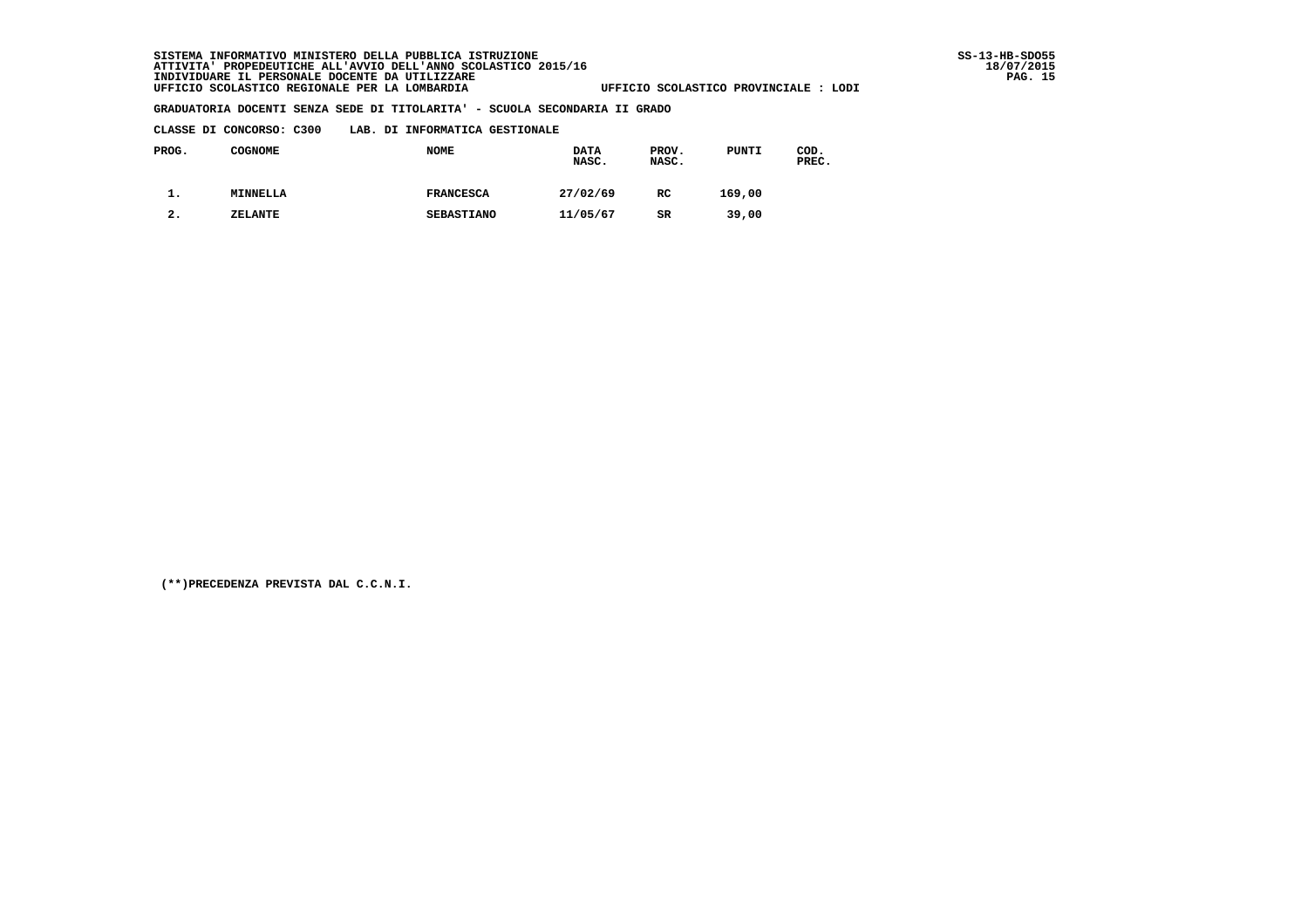SISTEMA INFORMATIVO MINISTERO DELLA PUBBLICA ISTRUZIONE
ATTIVITA' PROPEDEUTICHE ALL'AVVIO DELL'ANNO SCOLASTICO 2015/16
INDIVIDUARE IL PERSONALE DOCENTE DA UTILIZZARE
UFFICIO SCOLASTICO REGIONALE PER LA LOMBARDIA — UFFICIO SCOLASTICO PROVINCIALE : LODI

**GRADUATORIA DOCENTI SENZA SEDE DI TITOLARITA' - SCUOLA SECONDARIA II GRADO**

**CLASSE DI CONCORSO: C300 LAB. DI INFORMATICA GESTIONALE**

| PROG. | COGNOME | NOME | DATA NASC. | PROV. NASC. | PUNTI | COD. PREC. |
|---|---|---|---|---|---|---|
| 1. | MINNELLA | FRANCESCA | 27/02/69 | RC | 169,00 | |
| 2. | ZELANTE | SEBASTIANO | 11/05/67 | SR | 39,00 | |

(**)PRECEDENZA PREVISTA DAL C.C.N.I.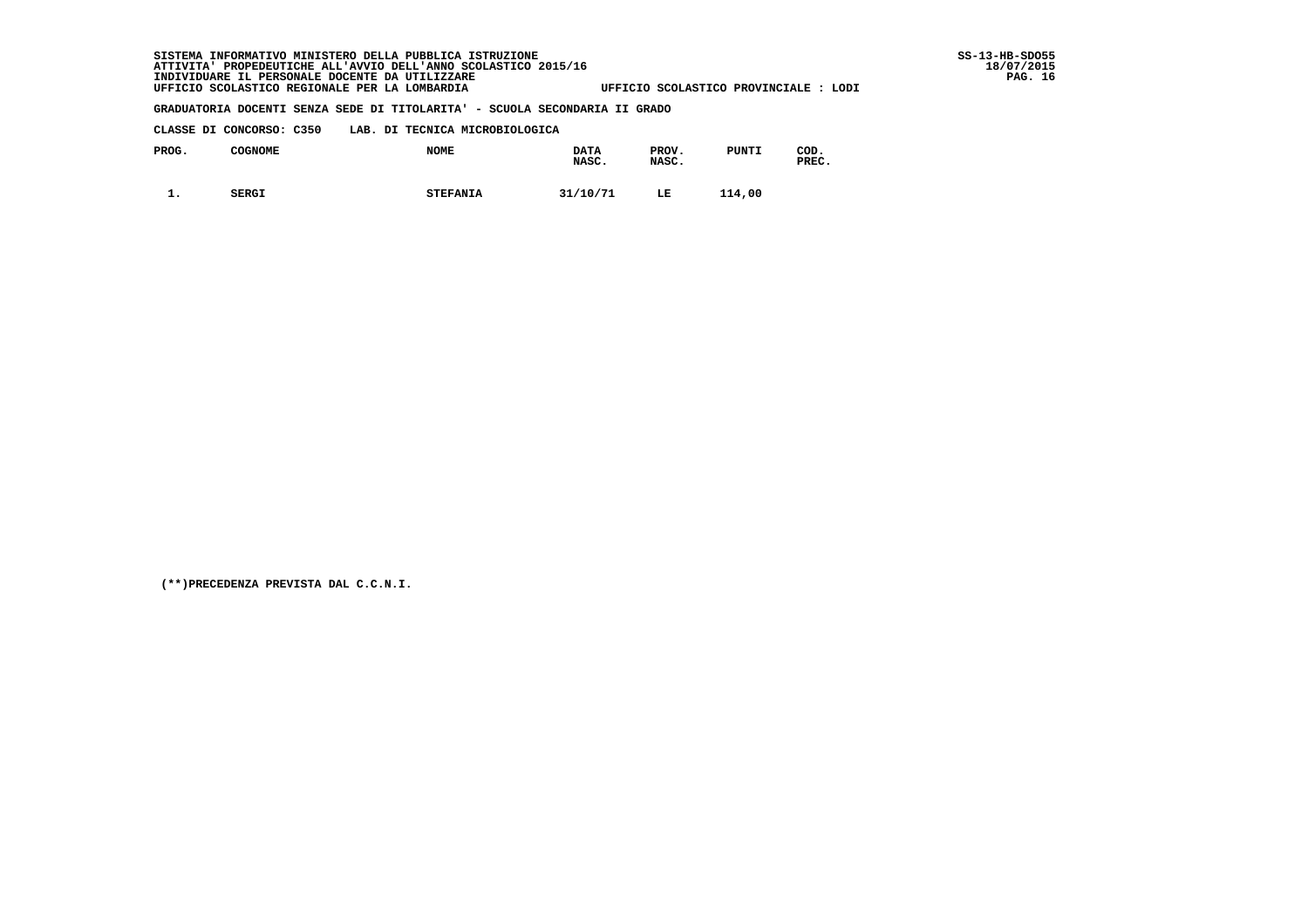SISTEMA INFORMATIVO MINISTERO DELLA PUBBLICA ISTRUZIONE
ATTIVITA' PROPEDEUTICHE ALL'AVVIO DELL'ANNO SCOLASTICO 2015/16
INDIVIDUARE IL PERSONALE DOCENTE DA UTILIZZARE
UFFICIO SCOLASTICO REGIONALE PER LA LOMBARDIA — UFFICIO SCOLASTICO PROVINCIALE : LODI

SS-13-HB-SDO55
18/07/2015

**GRADUATORIA DOCENTI SENZA SEDE DI TITOLARITA' - SCUOLA SECONDARIA II GRADO**

**CLASSE DI CONCORSO: C350 LAB. DI TECNICA MICROBIOLOGICA**

| PROG. | COGNOME | NOME | DATA NASC. | PROV. NASC. | PUNTI | COD. PREC. |
|---|---|---|---|---|---|---|
| 1. | SERGI | STEFANIA | 31/10/71 | LE | 114,00 | |

(**)PRECEDENZA PREVISTA DAL C.C.N.I.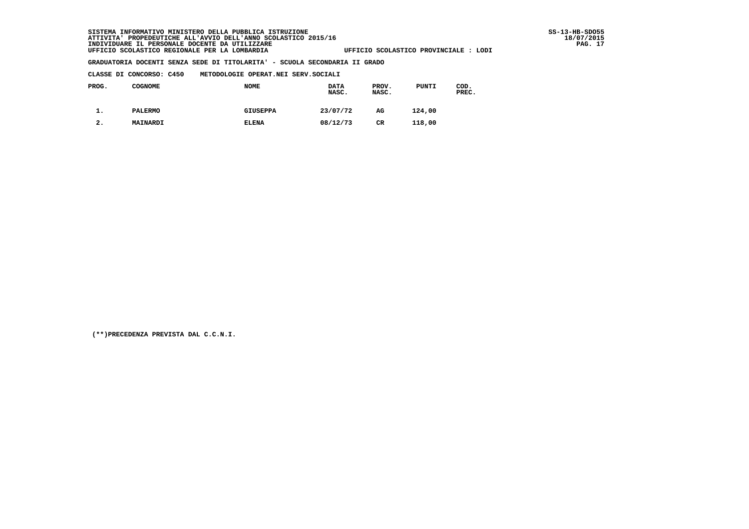SISTEMA INFORMATIVO MINISTERO DELLA PUBBLICA ISTRUZIONE
ATTIVITA' PROPEDEUTICHE ALL'AVVIO DELL'ANNO SCOLASTICO 2015/16
INDIVIDUARE IL PERSONALE DOCENTE DA UTILIZZARE
UFFICIO SCOLASTICO REGIONALE PER LA LOMBARDIA — UFFICIO SCOLASTICO PROVINCIALE : LODI

**GRADUATORIA DOCENTI SENZA SEDE DI TITOLARITA' - SCUOLA SECONDARIA II GRADO**

**CLASSE DI CONCORSO: C450 METODOLOGIE OPERAT.NEI SERV.SOCIALI**

| PROG. | COGNOME | NOME | DATA NASC. | PROV. NASC. | PUNTI | COD. PREC. |
|---|---|---|---|---|---|---|
| 1. | PALERMO | GIUSEPPA | 23/07/72 | AG | 124,00 | |
| 2. | MAINARDI | ELENA | 08/12/73 | CR | 118,00 | |

(**)PRECEDENZA PREVISTA DAL C.C.N.I.